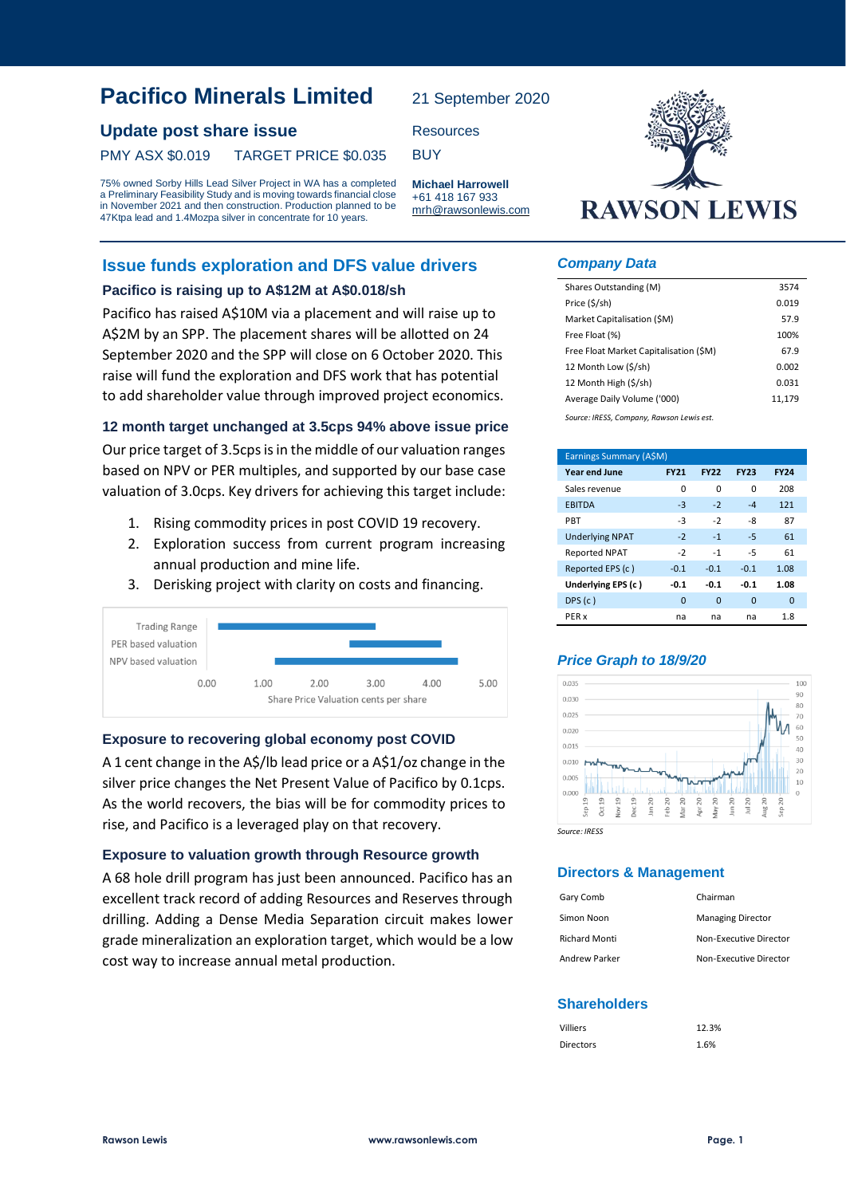# Pacifico Minerals Limited

21 September 2020

## Update post share issue

Resources

PMY ASX $0.019 TARGET PRICE $0.035

BUY

75% owned Sorby Hills Lead Silver Project in WA has a completed a Preliminary Feasibility Study and is moving towards financial close in November 2021 and then construction. Production planned to be 47Ktpa lead and 1.4Mozpa silver in concentrate for 10 years.

**Michael Harrowell**
+61 418 167 933
mrh@rawsonlewis.com

RAWSON LEWIS

## Issue funds exploration and DFS value drivers

### Pacifico is raising up to A$12M at A$0.018/sh

Pacifico has raised A$10M via a placement and will raise up to A$2M by an SPP. The placement shares will be allotted on 24 September 2020 and the SPP will close on 6 October 2020. This raise will fund the exploration and DFS work that has potential to add shareholder value through improved project economics.

### 12 month target unchanged at 3.5cps 94% above issue price

Our price target of 3.5cps is in the middle of our valuation ranges based on NPV or PER multiples, and supported by our base case valuation of 3.0cps. Key drivers for achieving this target include:

1. Rising commodity prices in post COVID 19 recovery.
2. Exploration success from current program increasing annual production and mine life.
3. Derisking project with clarity on costs and financing.

Trading Range
PER based valuation
NPV based valuation
0.00 1.00 2.00 3.00 4.00 5.00
Share Price Valuation cents per share

### Exposure to recovering global economy post COVID

A 1 cent change in the A$/lb lead price or a A$1/oz change in the silver price changes the Net Present Value of Pacifico by 0.1cps. As the world recovers, the bias will be for commodity prices to rise, and Pacifico is a leveraged play on that recovery.

### Exposure to valuation growth through Resource growth

A 68 hole drill program has just been announced. Pacifico has an excellent track record of adding Resources and Reserves through drilling. Adding a Dense Media Separation circuit makes lower grade mineralization an exploration target, which would be a low cost way to increase annual metal production.

## Company Data

| | |
|---|---|
| Shares Outstanding (M) | 3574 |
| Price ($/sh) | 0.019 |
| Market Capitalisation ($M) | 57.9 |
| Free Float (%) | 100% |
| Free Float Market Capitalisation ($M) | 67.9 |
| 12 Month Low ($/sh) | 0.002 |
| 12 Month High ($/sh) | 0.031 |
| Average Daily Volume ('000) | 11,179 |

*Source: IRESS, Company, Rawson Lewis est.*

| Earnings Summary (A$M) | | | | |
|---|---|---|---|---|
| **Year end June** | **FY21** | **FY22** | **FY23** | **FY24** |
| Sales revenue | 0 | 0 | 0 | 208 |
| EBITDA | -3 | -2 | -4 | 121 |
| PBT | -3 | -2 | -8 | 87 |
| Underlying NPAT | -2 | -1 | -5 | 61 |
| Reported NPAT | -2 | -1 | -5 | 61 |
| Reported EPS (c ) | -0.1 | -0.1 | -0.1 | 1.08 |
| **Underlying EPS (c )** | **-0.1** | **-0.1** | **-0.1** | **1.08** |
| DPS (c ) | 0 | 0 | 0 | 0 |
| PER x | na | na | na | 1.8 |

## Price Graph to 18/9/20

Source: IRESS

## Directors & Management

| | |
|---|---|
| Gary Comb | Chairman |
| Simon Noon | Managing Director |
| Richard Monti | Non-Executive Director |
| Andrew Parker | Non-Executive Director |

## Shareholders

| | |
|---|---|
| Villiers | 12.3% |
| Directors | 1.6% |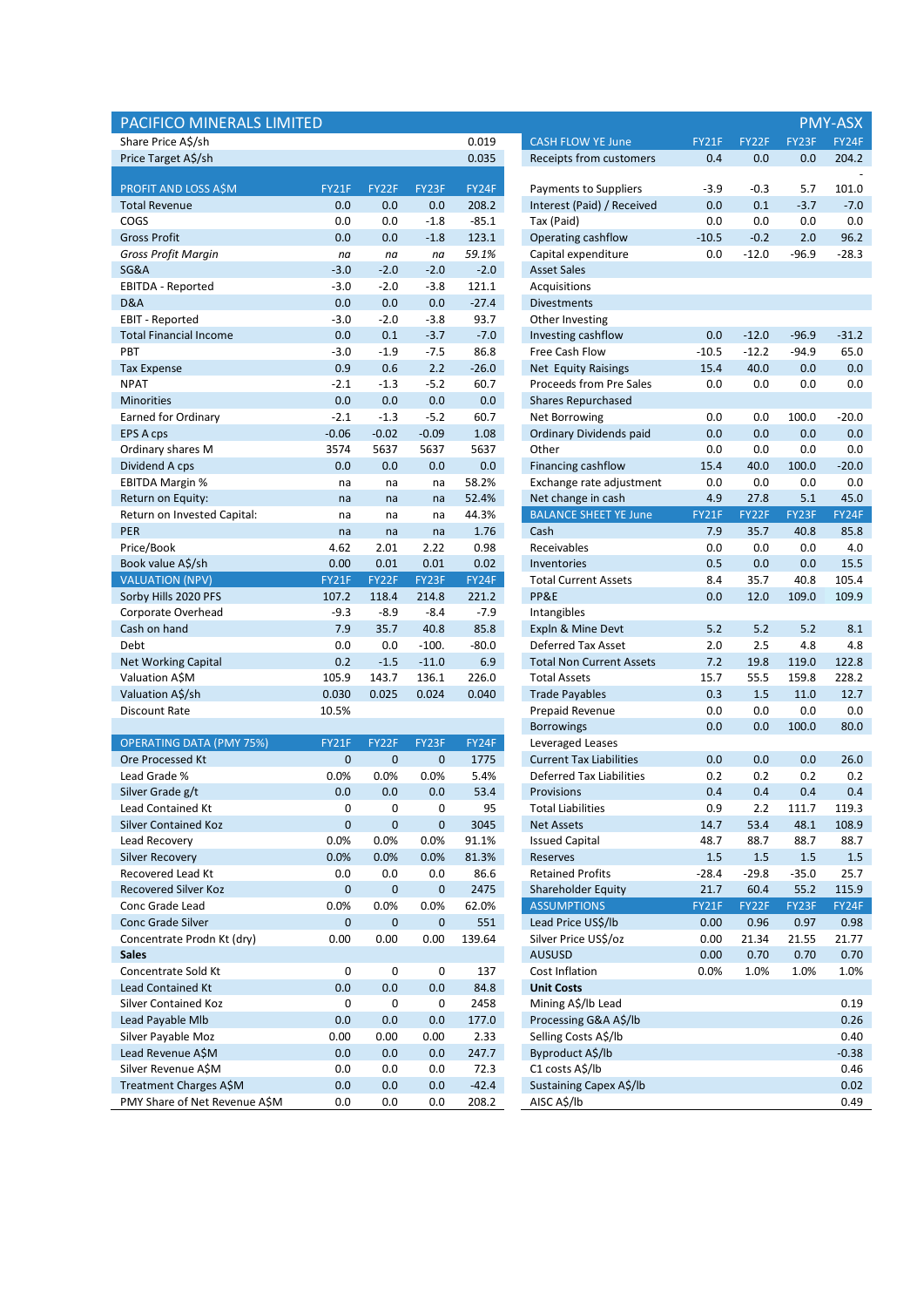## PACIFICO MINERALS LIMITED — PMY-ASX

| | | | | |
|---|---|---|---|---|
| Share Price A$/sh | | | | 0.019 |
| Price Target A$/sh | | | | 0.035 |

| PROFIT AND LOSS A$M | FY21F | FY22F | FY23F | FY24F |
|---|---|---|---|---|
| Total Revenue | 0.0 | 0.0 | 0.0 | 208.2 |
| COGS | 0.0 | 0.0 | -1.8 | -85.1 |
| Gross Profit | 0.0 | 0.0 | -1.8 | 123.1 |
| *Gross Profit Margin* | *na* | *na* | *na* | *59.1%* |
| SG&A | -3.0 | -2.0 | -2.0 | -2.0 |
| EBITDA - Reported | -3.0 | -2.0 | -3.8 | 121.1 |
| D&A | 0.0 | 0.0 | 0.0 | -27.4 |
| EBIT - Reported | -3.0 | -2.0 | -3.8 | 93.7 |
| Total Financial Income | 0.0 | 0.1 | -3.7 | -7.0 |
| PBT | -3.0 | -1.9 | -7.5 | 86.8 |
| Tax Expense | 0.9 | 0.6 | 2.2 | -26.0 |
| NPAT | -2.1 | -1.3 | -5.2 | 60.7 |
| Minorities | 0.0 | 0.0 | 0.0 | 0.0 |
| Earned for Ordinary | -2.1 | -1.3 | -5.2 | 60.7 |
| EPS A cps | -0.06 | -0.02 | -0.09 | 1.08 |
| Ordinary shares M | 3574 | 5637 | 5637 | 5637 |
| Dividend A cps | 0.0 | 0.0 | 0.0 | 0.0 |
| EBITDA Margin % | na | na | na | 58.2% |
| Return on Equity: | na | na | na | 52.4% |
| Return on Invested Capital: | na | na | na | 44.3% |
| PER | na | na | na | 1.76 |
| Price/Book | 4.62 | 2.01 | 2.22 | 0.98 |
| Book value A$/sh | 0.00 | 0.01 | 0.01 | 0.02 |

| VALUATION (NPV) | FY21F | FY22F | FY23F | FY24F |
|---|---|---|---|---|
| Sorby Hills 2020 PFS | 107.2 | 118.4 | 214.8 | 221.2 |
| Corporate Overhead | -9.3 | -8.9 | -8.4 | -7.9 |
| Cash on hand | 7.9 | 35.7 | 40.8 | 85.8 |
| Debt | 0.0 | 0.0 | -100. | -80.0 |
| Net Working Capital | 0.2 | -1.5 | -11.0 | 6.9 |
| Valuation A$M | 105.9 | 143.7 | 136.1 | 226.0 |
| Valuation A$/sh | 0.030 | 0.025 | 0.024 | 0.040 |
| Discount Rate | 10.5% | | | |

| OPERATING DATA (PMY 75%) | FY21F | FY22F | FY23F | FY24F |
|---|---|---|---|---|
| Ore Processed Kt | 0 | 0 | 0 | 1775 |
| Lead Grade % | 0.0% | 0.0% | 0.0% | 5.4% |
| Silver Grade g/t | 0.0 | 0.0 | 0.0 | 53.4 |
| Lead Contained Kt | 0 | 0 | 0 | 95 |
| Silver Contained Koz | 0 | 0 | 0 | 3045 |
| Lead Recovery | 0.0% | 0.0% | 0.0% | 91.1% |
| Silver Recovery | 0.0% | 0.0% | 0.0% | 81.3% |
| Recovered Lead Kt | 0.0 | 0.0 | 0.0 | 86.6 |
| Recovered Silver Koz | 0 | 0 | 0 | 2475 |
| Conc Grade Lead | 0.0% | 0.0% | 0.0% | 62.0% |
| Conc Grade Silver | 0 | 0 | 0 | 551 |
| Concentrate Prodn Kt (dry) | 0.00 | 0.00 | 0.00 | 139.64 |
| **Sales** | | | | |
| Concentrate Sold Kt | 0 | 0 | 0 | 137 |
| Lead Contained Kt | 0.0 | 0.0 | 0.0 | 84.8 |
| Silver Contained Koz | 0 | 0 | 0 | 2458 |
| Lead Payable Mlb | 0.0 | 0.0 | 0.0 | 177.0 |
| Silver Payable Moz | 0.00 | 0.00 | 0.00 | 2.33 |
| Lead Revenue A$M | 0.0 | 0.0 | 0.0 | 247.7 |
| Silver Revenue A$M | 0.0 | 0.0 | 0.0 | 72.3 |
| Treatment Charges A$M | 0.0 | 0.0 | 0.0 | -42.4 |
| PMY Share of Net Revenue A$M | 0.0 | 0.0 | 0.0 | 208.2 |

| CASH FLOW YE June | FY21F | FY22F | FY23F | FY24F |
|---|---|---|---|---|
| Receipts from customers | 0.4 | 0.0 | 0.0 | 204.2 |
| Payments to Suppliers | -3.9 | -0.3 | 5.7 | 101.0 |
| Interest (Paid) / Received | 0.0 | 0.1 | -3.7 | -7.0 |
| Tax (Paid) | 0.0 | 0.0 | 0.0 | 0.0 |
| Operating cashflow | -10.5 | -0.2 | 2.0 | 96.2 |
| Capital expenditure | 0.0 | -12.0 | -96.9 | -28.3 |
| Asset Sales | | | | |
| Acquisitions | | | | |
| Divestments | | | | |
| Other Investing | | | | |
| Investing cashflow | 0.0 | -12.0 | -96.9 | -31.2 |
| Free Cash Flow | -10.5 | -12.2 | -94.9 | 65.0 |
| Net Equity Raisings | 15.4 | 40.0 | 0.0 | 0.0 |
| Proceeds from Pre Sales | 0.0 | 0.0 | 0.0 | 0.0 |
| Shares Repurchased | | | | |
| Net Borrowing | 0.0 | 0.0 | 100.0 | -20.0 |
| Ordinary Dividends paid | 0.0 | 0.0 | 0.0 | 0.0 |
| Other | 0.0 | 0.0 | 0.0 | 0.0 |
| Financing cashflow | 15.4 | 40.0 | 100.0 | -20.0 |
| Exchange rate adjustment | 0.0 | 0.0 | 0.0 | 0.0 |
| Net change in cash | 4.9 | 27.8 | 5.1 | 45.0 |

| BALANCE SHEET YE June | FY21F | FY22F | FY23F | FY24F |
|---|---|---|---|---|
| Cash | 7.9 | 35.7 | 40.8 | 85.8 |
| Receivables | 0.0 | 0.0 | 0.0 | 4.0 |
| Inventories | 0.5 | 0.0 | 0.0 | 15.5 |
| Total Current Assets | 8.4 | 35.7 | 40.8 | 105.4 |
| PP&E | 0.0 | 12.0 | 109.0 | 109.9 |
| Intangibles | | | | |
| Expln & Mine Devt | 5.2 | 5.2 | 5.2 | 8.1 |
| Deferred Tax Asset | 2.0 | 2.5 | 4.8 | 4.8 |
| Total Non Current Assets | 7.2 | 19.8 | 119.0 | 122.8 |
| Total Assets | 15.7 | 55.5 | 159.8 | 228.2 |
| Trade Payables | 0.3 | 1.5 | 11.0 | 12.7 |
| Prepaid Revenue | 0.0 | 0.0 | 0.0 | 0.0 |
| Borrowings | 0.0 | 0.0 | 100.0 | 80.0 |
| Leveraged Leases | | | | |
| Current Tax Liabilities | 0.0 | 0.0 | 0.0 | 26.0 |
| Deferred Tax Liabilities | 0.2 | 0.2 | 0.2 | 0.2 |
| Provisions | 0.4 | 0.4 | 0.4 | 0.4 |
| Total Liabilities | 0.9 | 2.2 | 111.7 | 119.3 |
| Net Assets | 14.7 | 53.4 | 48.1 | 108.9 |
| Issued Capital | 48.7 | 88.7 | 88.7 | 88.7 |
| Reserves | 1.5 | 1.5 | 1.5 | 1.5 |
| Retained Profits | -28.4 | -29.8 | -35.0 | 25.7 |
| Shareholder Equity | 21.7 | 60.4 | 55.2 | 115.9 |

| ASSUMPTIONS | FY21F | FY22F | FY23F | FY24F |
|---|---|---|---|---|
| Lead Price US$/lb | 0.00 | 0.96 | 0.97 | 0.98 |
| Silver Price US$/oz | 0.00 | 21.34 | 21.55 | 21.77 |
| AUSUSD | 0.00 | 0.70 | 0.70 | 0.70 |
| Cost Inflation | 0.0% | 1.0% | 1.0% | 1.0% |
| **Unit Costs** | | | | |
| Mining A$/lb Lead | | | | 0.19 |
| Processing G&A A$/lb | | | | 0.26 |
| Selling Costs A$/lb | | | | 0.40 |
| Byproduct A$/lb | | | | -0.38 |
| C1 costs A$/lb | | | | 0.46 |
| Sustaining Capex A$/lb | | | | 0.02 |
| AISC A$/lb | | | | 0.49 |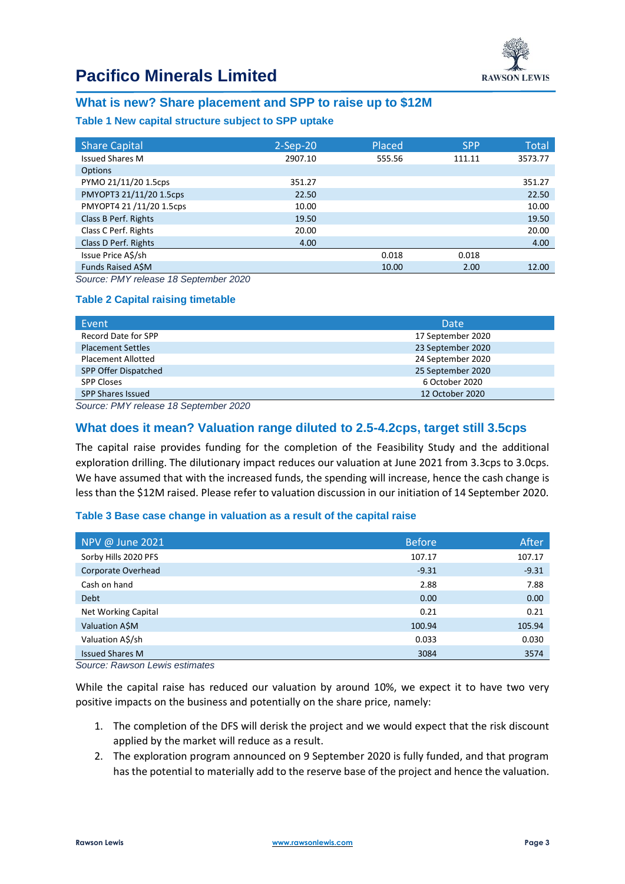# Pacifico Minerals Limited

## What is new? Share placement and SPP to raise up to $12M

### Table 1 New capital structure subject to SPP uptake

| Share Capital | 2-Sep-20 | Placed | SPP | Total |
|---|---|---|---|---|
| Issued Shares M | 2907.10 | 555.56 | 111.11 | 3573.77 |
| Options | | | | |
| PYMO 21/11/20 1.5cps | 351.27 | | | 351.27 |
| PMYOPT3 21/11/20 1.5cps | 22.50 | | | 22.50 |
| PMYOPT4 21 /11/20 1.5cps | 10.00 | | | 10.00 |
| Class B Perf. Rights | 19.50 | | | 19.50 |
| Class C Perf. Rights | 20.00 | | | 20.00 |
| Class D Perf. Rights | 4.00 | | | 4.00 |
| Issue Price A$/sh | | 0.018 | 0.018 | |
| Funds Raised A$M | | 10.00 | 2.00 | 12.00 |

*Source: PMY release 18 September 2020*

### Table 2 Capital raising timetable

| Event | Date |
|---|---|
| Record Date for SPP | 17 September 2020 |
| Placement Settles | 23 September 2020 |
| Placement Allotted | 24 September 2020 |
| SPP Offer Dispatched | 25 September 2020 |
| SPP Closes | 6 October 2020 |
| SPP Shares Issued | 12 October 2020 |

*Source: PMY release 18 September 2020*

## What does it mean? Valuation range diluted to 2.5-4.2cps, target still 3.5cps

The capital raise provides funding for the completion of the Feasibility Study and the additional exploration drilling. The dilutionary impact reduces our valuation at June 2021 from 3.3cps to 3.0cps. We have assumed that with the increased funds, the spending will increase, hence the cash change is less than the $12M raised. Please refer to valuation discussion in our initiation of 14 September 2020.

### Table 3 Base case change in valuation as a result of the capital raise

| NPV @ June 2021 | Before | After |
|---|---|---|
| Sorby Hills 2020 PFS | 107.17 | 107.17 |
| Corporate Overhead | -9.31 | -9.31 |
| Cash on hand | 2.88 | 7.88 |
| Debt | 0.00 | 0.00 |
| Net Working Capital | 0.21 | 0.21 |
| Valuation A$M | 100.94 | 105.94 |
| Valuation A$/sh | 0.033 | 0.030 |
| Issued Shares M | 3084 | 3574 |

*Source: Rawson Lewis estimates*

While the capital raise has reduced our valuation by around 10%, we expect it to have two very positive impacts on the business and potentially on the share price, namely:

1. The completion of the DFS will derisk the project and we would expect that the risk discount applied by the market will reduce as a result.
2. The exploration program announced on 9 September 2020 is fully funded, and that program has the potential to materially add to the reserve base of the project and hence the valuation.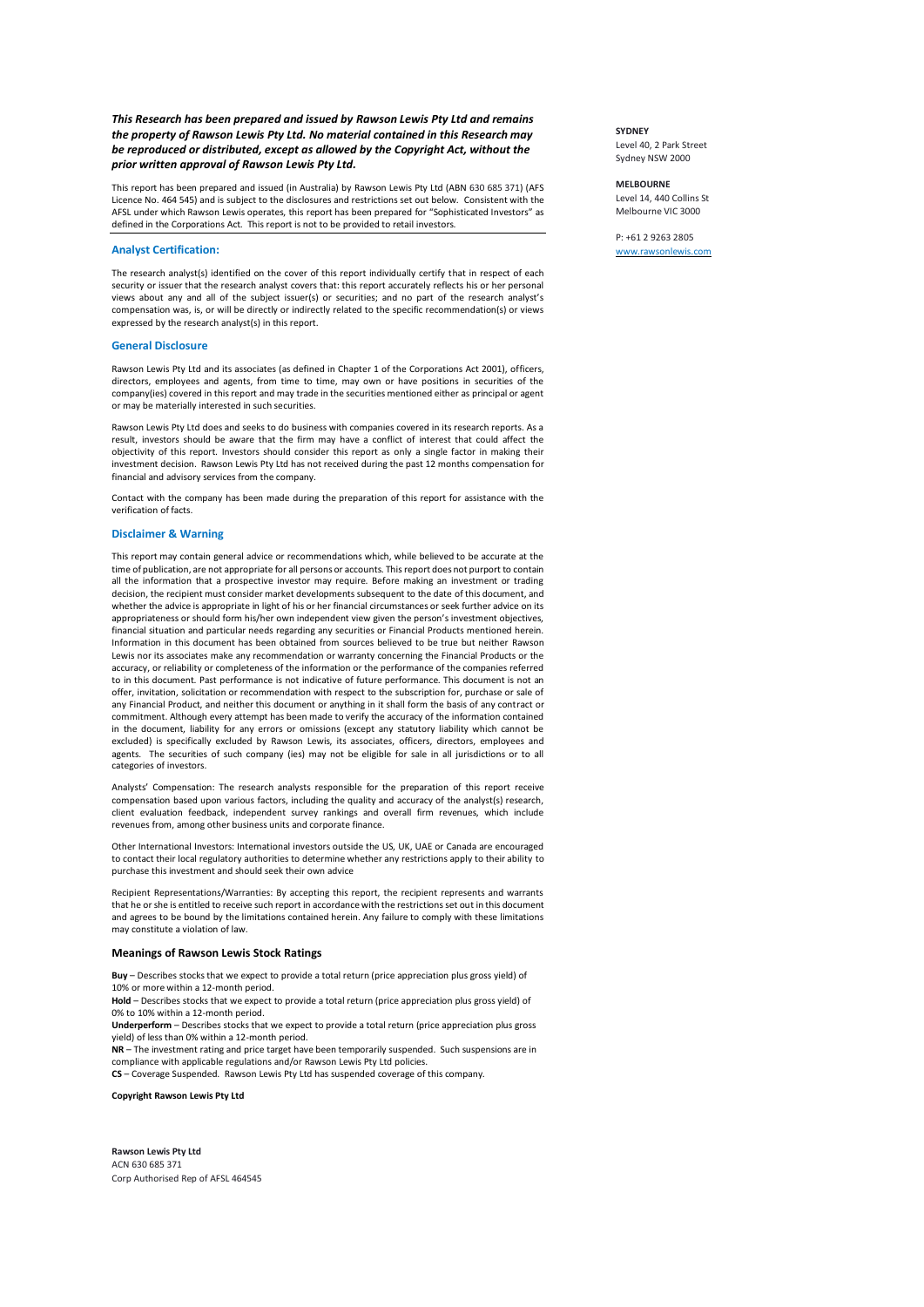***This Research has been prepared and issued by Rawson Lewis Pty Ltd and remains the property of Rawson Lewis Pty Ltd. No material contained in this Research may be reproduced or distributed, except as allowed by the Copyright Act, without the prior written approval of Rawson Lewis Pty Ltd.***

This report has been prepared and issued (in Australia) by Rawson Lewis Pty Ltd (ABN 630 685 371) (AFS Licence No. 464 545) and is subject to the disclosures and restrictions set out below. Consistent with the AFSL under which Rawson Lewis operates, this report has been prepared for "Sophisticated Investors" as defined in the Corporations Act. This report is not to be provided to retail investors.

**SYDNEY**
Level 40, 2 Park Street
Sydney NSW 2000

**MELBOURNE**
Level 14, 440 Collins St
Melbourne VIC 3000

P: +61 2 9263 2805
www.rawsonlewis.com

## Analyst Certification:

The research analyst(s) identified on the cover of this report individually certify that in respect of each security or issuer that the research analyst covers that: this report accurately reflects his or her personal views about any and all of the subject issuer(s) or securities; and no part of the research analyst's compensation was, is, or will be directly or indirectly related to the specific recommendation(s) or views expressed by the research analyst(s) in this report.

## General Disclosure

Rawson Lewis Pty Ltd and its associates (as defined in Chapter 1 of the Corporations Act 2001), officers, directors, employees and agents, from time to time, may own or have positions in securities of the company(ies) covered in this report and may trade in the securities mentioned either as principal or agent or may be materially interested in such securities.

Rawson Lewis Pty Ltd does and seeks to do business with companies covered in its research reports. As a result, investors should be aware that the firm may have a conflict of interest that could affect the objectivity of this report. Investors should consider this report as only a single factor in making their investment decision. Rawson Lewis Pty Ltd has not received during the past 12 months compensation for financial and advisory services from the company.

Contact with the company has been made during the preparation of this report for assistance with the verification of facts.

## Disclaimer & Warning

This report may contain general advice or recommendations which, while believed to be accurate at the time of publication, are not appropriate for all persons or accounts. This report does not purport to contain all the information that a prospective investor may require. Before making an investment or trading decision, the recipient must consider market developments subsequent to the date of this document, and whether the advice is appropriate in light of his or her financial circumstances or seek further advice on its appropriateness or should form his/her own independent view given the person's investment objectives, financial situation and particular needs regarding any securities or Financial Products mentioned herein. Information in this document has been obtained from sources believed to be true but neither Rawson Lewis nor its associates make any recommendation or warranty concerning the Financial Products or the accuracy, or reliability or completeness of the information or the performance of the companies referred to in this document. Past performance is not indicative of future performance. This document is not an offer, invitation, solicitation or recommendation with respect to the subscription for, purchase or sale of any Financial Product, and neither this document or anything in it shall form the basis of any contract or commitment. Although every attempt has been made to verify the accuracy of the information contained in the document, liability for any errors or omissions (except any statutory liability which cannot be excluded) is specifically excluded by Rawson Lewis, its associates, officers, directors, employees and agents. The securities of such company (ies) may not be eligible for sale in all jurisdictions or to all categories of investors.

Analysts' Compensation: The research analysts responsible for the preparation of this report receive compensation based upon various factors, including the quality and accuracy of the analyst(s) research, client evaluation feedback, independent survey rankings and overall firm revenues, which include revenues from, among other business units and corporate finance.

Other International Investors: International investors outside the US, UK, UAE or Canada are encouraged to contact their local regulatory authorities to determine whether any restrictions apply to their ability to purchase this investment and should seek their own advice

Recipient Representations/Warranties: By accepting this report, the recipient represents and warrants that he or she is entitled to receive such report in accordance with the restrictions set out in this document and agrees to be bound by the limitations contained herein. Any failure to comply with these limitations may constitute a violation of law.

### Meanings of Rawson Lewis Stock Ratings

**Buy** – Describes stocks that we expect to provide a total return (price appreciation plus gross yield) of 10% or more within a 12-month period.

**Hold** – Describes stocks that we expect to provide a total return (price appreciation plus gross yield) of 0% to 10% within a 12-month period.

**Underperform** – Describes stocks that we expect to provide a total return (price appreciation plus gross yield) of less than 0% within a 12-month period.

**NR** – The investment rating and price target have been temporarily suspended. Such suspensions are in compliance with applicable regulations and/or Rawson Lewis Pty Ltd policies.

**CS** – Coverage Suspended. Rawson Lewis Pty Ltd has suspended coverage of this company.

**Copyright Rawson Lewis Pty Ltd**

**Rawson Lewis Pty Ltd**
ACN 630 685 371
Corp Authorised Rep of AFSL 464545